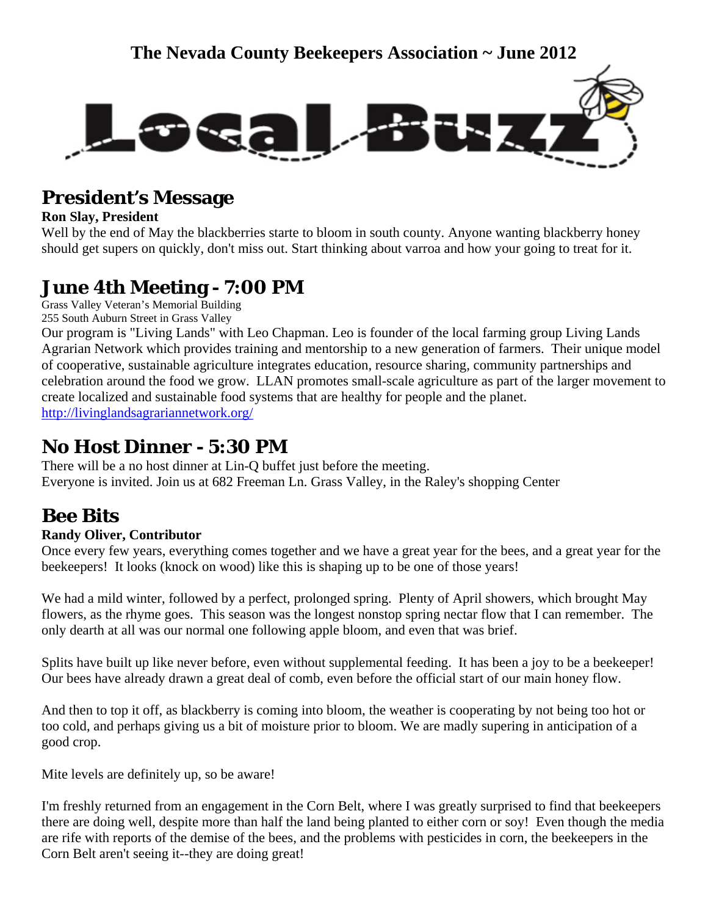# The Nevada County Beekeepers Association ~ June 2012

# Local Buzz

## President's Message

**Ron Slay, President**

Well by the end of May the blackberries starte to bloom in south county. Anyone wanting blackberry honey should get supers on quickly, don't miss out. Start thinking about varroa and how your going to treat for it.

## June 4th Meeting - 7:00 PM

Grass Valley Veteran's Memorial Building
255 South Auburn Street in Grass Valley

Our program is "Living Lands" with Leo Chapman. Leo is founder of the local farming group Living Lands Agrarian Network which provides training and mentorship to a new generation of farmers. Their unique model of cooperative, sustainable agriculture integrates education, resource sharing, community partnerships and celebration around the food we grow. LLAN promotes small-scale agriculture as part of the larger movement to create localized and sustainable food systems that are healthy for people and the planet.
http://livinglandsagrariannetwork.org/

## No Host Dinner - 5:30 PM

There will be a no host dinner at Lin-Q buffet just before the meeting.
Everyone is invited. Join us at 682 Freeman Ln. Grass Valley, in the Raley's shopping Center

## Bee Bits

**Randy Oliver, Contributor**

Once every few years, everything comes together and we have a great year for the bees, and a great year for the beekeepers! It looks (knock on wood) like this is shaping up to be one of those years!

We had a mild winter, followed by a perfect, prolonged spring. Plenty of April showers, which brought May flowers, as the rhyme goes. This season was the longest nonstop spring nectar flow that I can remember. The only dearth at all was our normal one following apple bloom, and even that was brief.

Splits have built up like never before, even without supplemental feeding. It has been a joy to be a beekeeper! Our bees have already drawn a great deal of comb, even before the official start of our main honey flow.

And then to top it off, as blackberry is coming into bloom, the weather is cooperating by not being too hot or too cold, and perhaps giving us a bit of moisture prior to bloom. We are madly supering in anticipation of a good crop.

Mite levels are definitely up, so be aware!

I'm freshly returned from an engagement in the Corn Belt, where I was greatly surprised to find that beekeepers there are doing well, despite more than half the land being planted to either corn or soy! Even though the media are rife with reports of the demise of the bees, and the problems with pesticides in corn, the beekeepers in the Corn Belt aren't seeing it--they are doing great!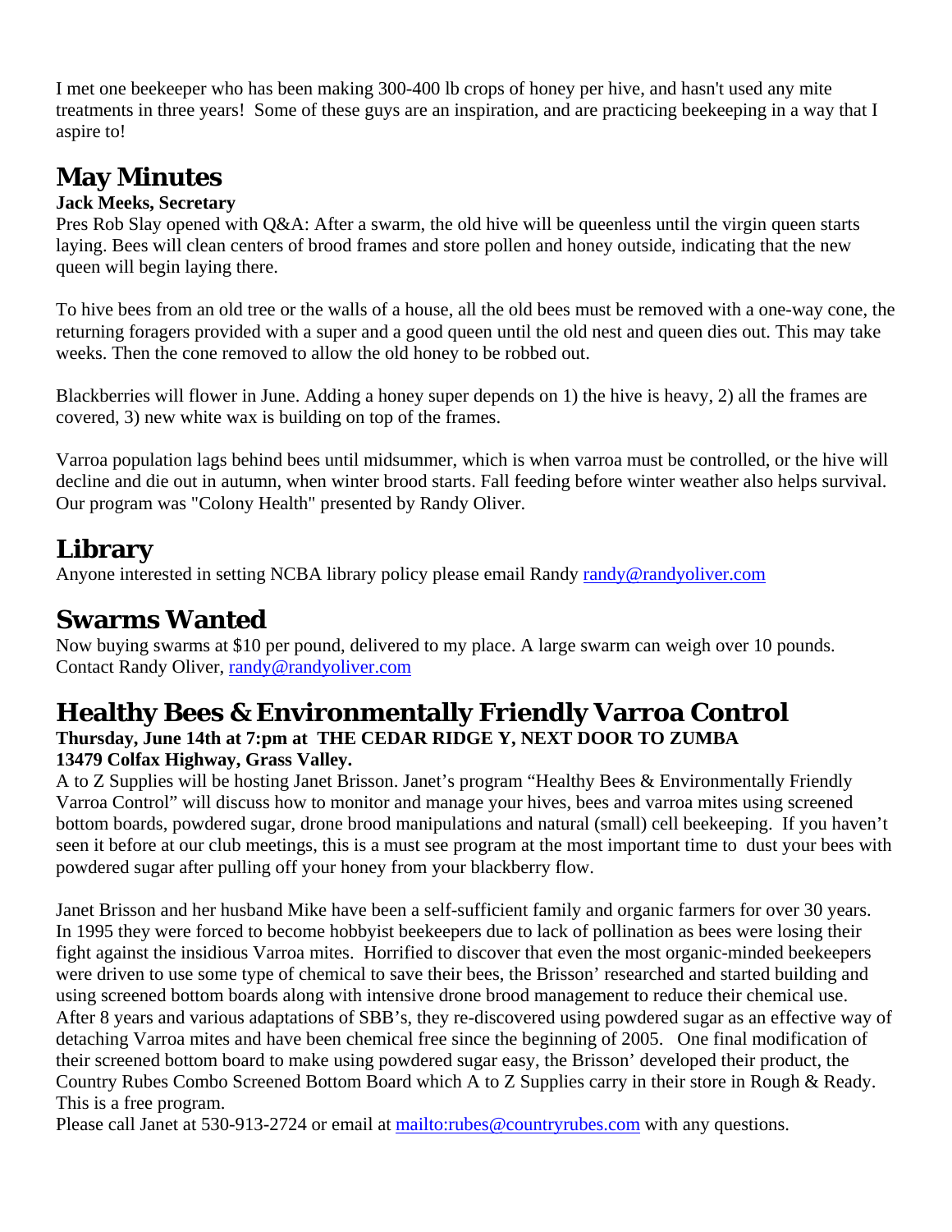I met one beekeeper who has been making 300-400 lb crops of honey per hive, and hasn't used any mite treatments in three years! Some of these guys are an inspiration, and are practicing beekeeping in a way that I aspire to!

## May Minutes

**Jack Meeks, Secretary**

Pres Rob Slay opened with Q&A: After a swarm, the old hive will be queenless until the virgin queen starts laying. Bees will clean centers of brood frames and store pollen and honey outside, indicating that the new queen will begin laying there.

To hive bees from an old tree or the walls of a house, all the old bees must be removed with a one-way cone, the returning foragers provided with a super and a good queen until the old nest and queen dies out. This may take weeks. Then the cone removed to allow the old honey to be robbed out.

Blackberries will flower in June. Adding a honey super depends on 1) the hive is heavy, 2) all the frames are covered, 3) new white wax is building on top of the frames.

Varroa population lags behind bees until midsummer, which is when varroa must be controlled, or the hive will decline and die out in autumn, when winter brood starts. Fall feeding before winter weather also helps survival. Our program was "Colony Health" presented by Randy Oliver.

## Library

Anyone interested in setting NCBA library policy please email Randy randy@randyoliver.com

## Swarms Wanted

Now buying swarms at $10 per pound, delivered to my place. A large swarm can weigh over 10 pounds. Contact Randy Oliver, randy@randyoliver.com

## Healthy Bees & Environmentally Friendly Varroa Control

**Thursday, June 14th at 7:pm at THE CEDAR RIDGE Y, NEXT DOOR TO ZUMBA**
**13479 Colfax Highway, Grass Valley.**

A to Z Supplies will be hosting Janet Brisson. Janet's program "Healthy Bees & Environmentally Friendly Varroa Control" will discuss how to monitor and manage your hives, bees and varroa mites using screened bottom boards, powdered sugar, drone brood manipulations and natural (small) cell beekeeping. If you haven't seen it before at our club meetings, this is a must see program at the most important time to dust your bees with powdered sugar after pulling off your honey from your blackberry flow.

Janet Brisson and her husband Mike have been a self-sufficient family and organic farmers for over 30 years. In 1995 they were forced to become hobbyist beekeepers due to lack of pollination as bees were losing their fight against the insidious Varroa mites. Horrified to discover that even the most organic-minded beekeepers were driven to use some type of chemical to save their bees, the Brisson' researched and started building and using screened bottom boards along with intensive drone brood management to reduce their chemical use. After 8 years and various adaptations of SBB's, they re-discovered using powdered sugar as an effective way of detaching Varroa mites and have been chemical free since the beginning of 2005. One final modification of their screened bottom board to make using powdered sugar easy, the Brisson' developed their product, the Country Rubes Combo Screened Bottom Board which A to Z Supplies carry in their store in Rough & Ready. This is a free program.

Please call Janet at 530-913-2724 or email at mailto:rubes@countryrubes.com with any questions.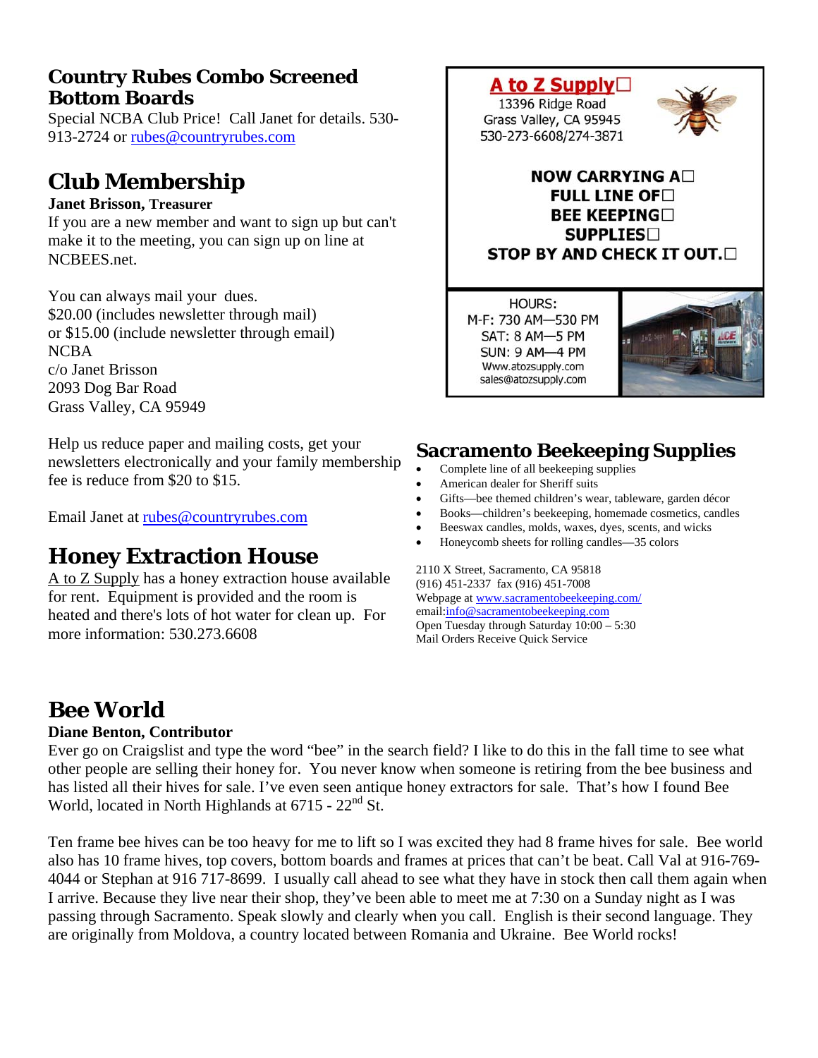## Country Rubes Combo Screened Bottom Boards

Special NCBA Club Price! Call Janet for details. 530-913-2724 or rubes@countryrubes.com

## Club Membership

**Janet Brisson, Treasurer**

If you are a new member and want to sign up but can't make it to the meeting, you can sign up on line at NCBEES.net.

You can always mail your dues.
$20.00 (includes newsletter through mail)
or $15.00 (include newsletter through email)
NCBA
c/o Janet Brisson
2093 Dog Bar Road
Grass Valley, CA 95949

Help us reduce paper and mailing costs, get your newsletters electronically and your family membership fee is reduce from $20 to $15.

Email Janet at rubes@countryrubes.com

## Honey Extraction House

A to Z Supply has a honey extraction house available for rent. Equipment is provided and the room is heated and there's lots of hot water for clean up. For more information: 530.273.6608

**A to Z Supply**
13396 Ridge Road
Grass Valley, CA 95945
530-273-6608/274-3871

**NOW CARRYING A FULL LINE OF BEE KEEPING SUPPLIES**
**STOP BY AND CHECK IT OUT.**

HOURS:
M-F: 730 AM—530 PM
SAT: 8 AM—5 PM
SUN: 9 AM—4 PM
Www.atozsupply.com
sales@atozsupply.com

## Sacramento Beekeeping Supplies

- Complete line of all beekeeping supplies
- American dealer for Sheriff suits
- Gifts—bee themed children's wear, tableware, garden décor
- Books—children's beekeeping, homemade cosmetics, candles
- Beeswax candles, molds, waxes, dyes, scents, and wicks
- Honeycomb sheets for rolling candles—35 colors

2110 X Street, Sacramento, CA 95818
(916) 451-2337 fax (916) 451-7008
Webpage at www.sacramentobeekeeping.com/
email:info@sacramentobeekeeping.com
Open Tuesday through Saturday 10:00 – 5:30
Mail Orders Receive Quick Service

## Bee World

**Diane Benton, Contributor**

Ever go on Craigslist and type the word "bee" in the search field? I like to do this in the fall time to see what other people are selling their honey for. You never know when someone is retiring from the bee business and has listed all their hives for sale. I've even seen antique honey extractors for sale. That's how I found Bee World, located in North Highlands at 6715 - 22nd St.

Ten frame bee hives can be too heavy for me to lift so I was excited they had 8 frame hives for sale. Bee world also has 10 frame hives, top covers, bottom boards and frames at prices that can't be beat. Call Val at 916-769-4044 or Stephan at 916 717-8699. I usually call ahead to see what they have in stock then call them again when I arrive. Because they live near their shop, they've been able to meet me at 7:30 on a Sunday night as I was passing through Sacramento. Speak slowly and clearly when you call. English is their second language. They are originally from Moldova, a country located between Romania and Ukraine. Bee World rocks!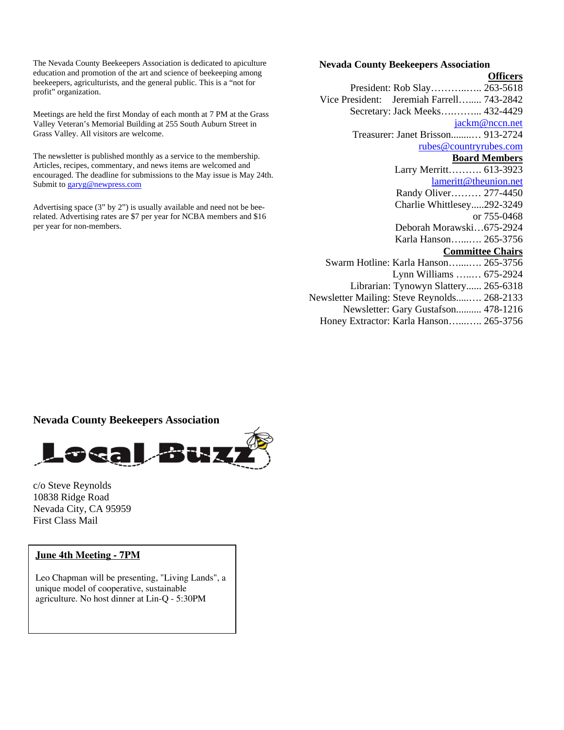The Nevada County Beekeepers Association is dedicated to apiculture education and promotion of the art and science of beekeeping among beekeepers, agriculturists, and the general public. This is a "not for profit" organization.

Meetings are held the first Monday of each month at 7 PM at the Grass Valley Veteran's Memorial Building at 255 South Auburn Street in Grass Valley. All visitors are welcome.

The newsletter is published monthly as a service to the membership. Articles, recipes, commentary, and news items are welcomed and encouraged. The deadline for submissions to the May issue is May 24th. Submit to garyg@newpress.com

Advertising space (3" by 2") is usually available and need not be bee-related. Advertising rates are $7 per year for NCBA members and $16 per year for non-members.

**Nevada County Beekeepers Association**

**Officers**

President: Rob Slay……….….. 263-5618
Vice President: Jeremiah Farrell…..... 743-2842
Secretary: Jack Meeks….……... 432-4429
jackm@nccn.net
Treasurer: Janet Brisson.........… 913-2724
rubes@countryrubes.com

**Board Members**

Larry Merritt………. 613-3923
lameritt@theunion.net
Randy Oliver……… 277-4450
Charlie Whittlesey.....292-3249
or 755-0468
Deborah Morawski…675-2924
Karla Hanson…...…. 265-3756

**Committee Chairs**

Swarm Hotline: Karla Hanson…...…. 265-3756
Lynn Williams …..… 675-2924
Librarian: Tynowyn Slattery...... 265-6318
Newsletter Mailing: Steve Reynolds....…. 268-2133
Newsletter: Gary Gustafson.......... 478-1216
Honey Extractor: Karla Hanson…..….. 265-3756

**Nevada County Beekeepers Association**

Local Buzz

c/o Steve Reynolds
10838 Ridge Road
Nevada City, CA 95959
First Class Mail

**June 4th Meeting - 7PM**

Leo Chapman will be presenting, "Living Lands", a unique model of cooperative, sustainable agriculture. No host dinner at Lin-Q - 5:30PM